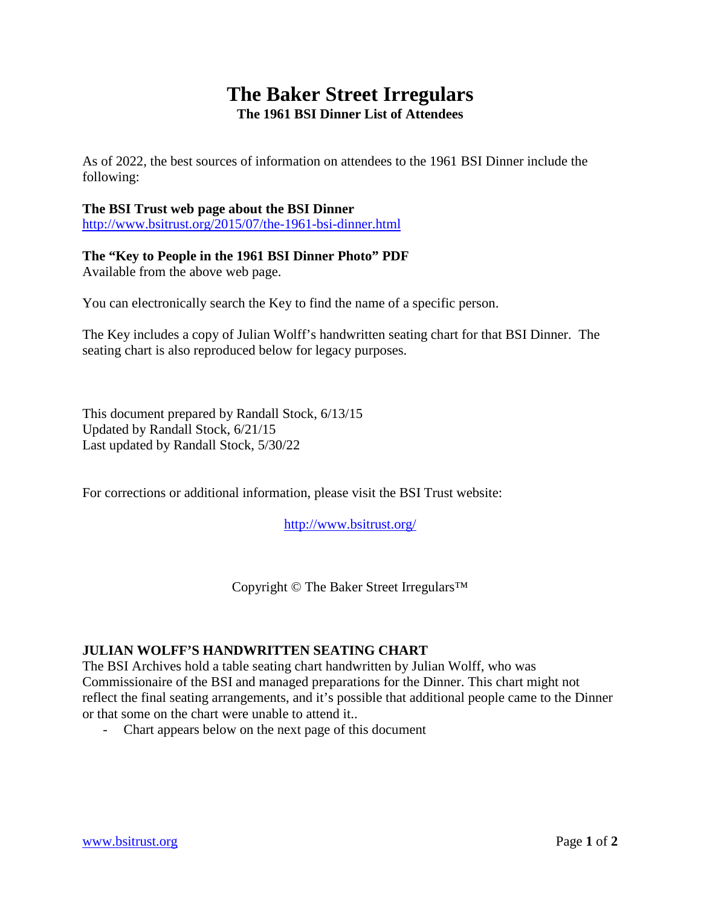# The Baker Street Irregulars

**The 1961 BSI Dinner List of Attendees**

As of 2022, the best sources of information on attendees to the 1961 BSI Dinner include the following:

**The BSI Trust web page about the BSI Dinner**
http://www.bsitrust.org/2015/07/the-1961-bsi-dinner.html

**The "Key to People in the 1961 BSI Dinner Photo" PDF**
Available from the above web page.

You can electronically search the Key to find the name of a specific person.

The Key includes a copy of Julian Wolff's handwritten seating chart for that BSI Dinner. The seating chart is also reproduced below for legacy purposes.

This document prepared by Randall Stock, 6/13/15
Updated by Randall Stock, 6/21/15
Last updated by Randall Stock, 5/30/22

For corrections or additional information, please visit the BSI Trust website:

http://www.bsitrust.org/

Copyright © The Baker Street Irregulars™

## JULIAN WOLFF'S HANDWRITTEN SEATING CHART

The BSI Archives hold a table seating chart handwritten by Julian Wolff, who was Commissionaire of the BSI and managed preparations for the Dinner. This chart might not reflect the final seating arrangements, and it's possible that additional people came to the Dinner or that some on the chart were unable to attend it..

- Chart appears below on the next page of this document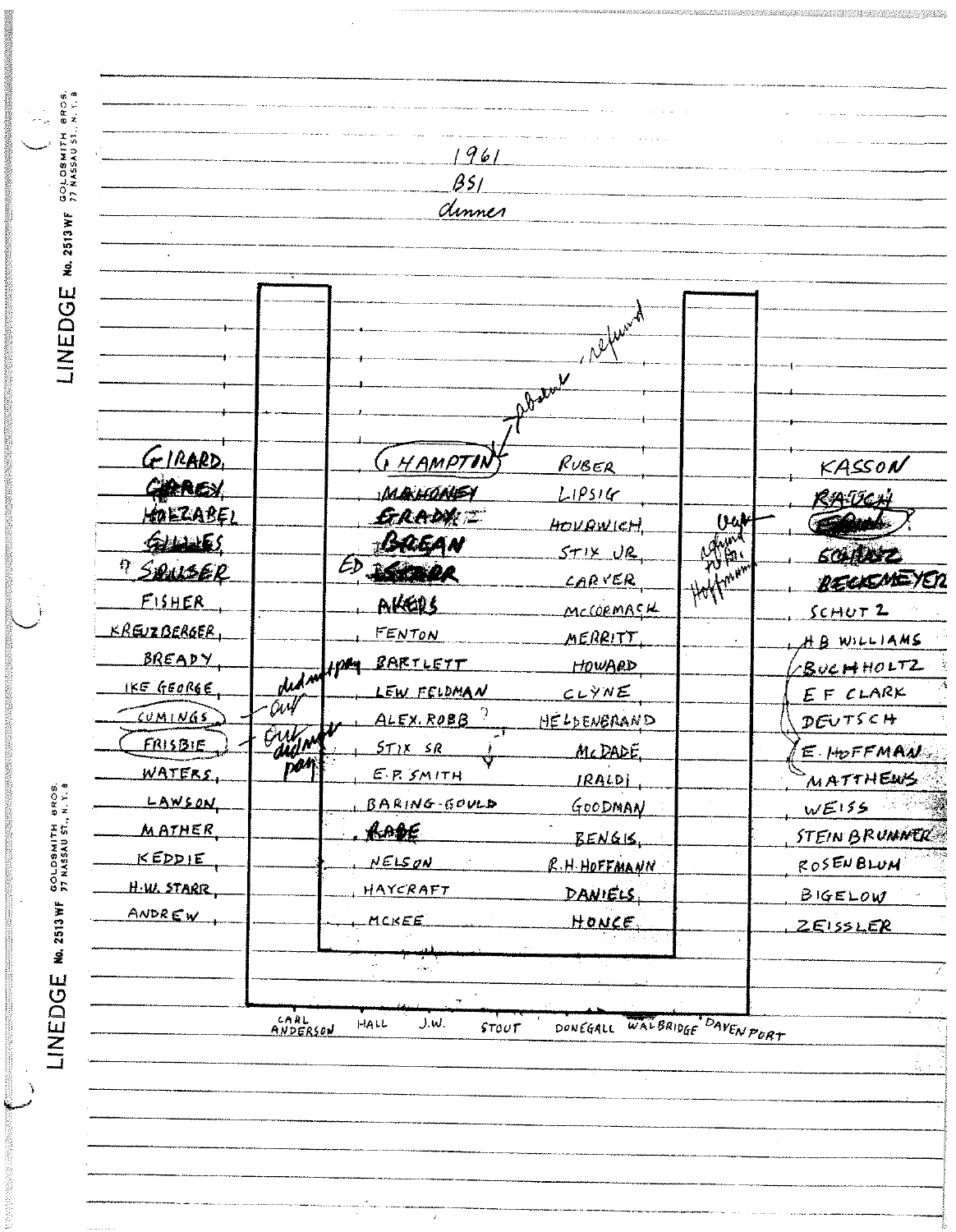1961
BSI
dinner

GIRARD
~~CAREY~~
~~HOLZABEL~~
~~GILLIES~~
? ~~SPUSER~~
FISHER
KREUZBERGER
BREADY
IKE GEORGE
CUMINGS — out, didn't pay
FRISBIE — out, didn't pay
WATERS
LAWSON
MATHER
KEDDIE
H.W. STARR
ANDREW

HAMPTON — absent - refund
~~MAHONEY~~
~~GRADY~~
~~BREAN~~
ED ~~LESSER~~
~~AKERS~~
FENTON
BARTLETT
LEW FELDMAN
ALEX. ROBB ?
STIX SR
E.P. SMITH
BARING-GOULD
~~RABE~~
NELSON
HAYCRAFT
MCKEE

RUBER
LIPSIG
HOVAWICH
STIX JR
CARVER
McCORMACK
MERRITT
HOWARD
CLYNE
HELDENBRAND
McDADE
IRALDI
GOODMAN
BENGIS
R.H. HOFFMANN
DANIELS
HONCE

KASSON
~~RAUCH~~
~~[illegible]~~ — refund to R.H. Hoffmann
~~SCHANZ~~
~~BECKEMEYER~~
SCHUTZ
H B WILLIAMS
BUCHHOLTZ
E F CLARK
DEUTSCH
E. HOFFMAN
MATTHEWS
WEISS
STEINBRUNNER
ROSENBLUM
BIGELOW
ZEISSLER

CARL ANDERSON · HALL · J.W. · STOUT · DONEGALL · WALBRIDGE · DAVENPORT